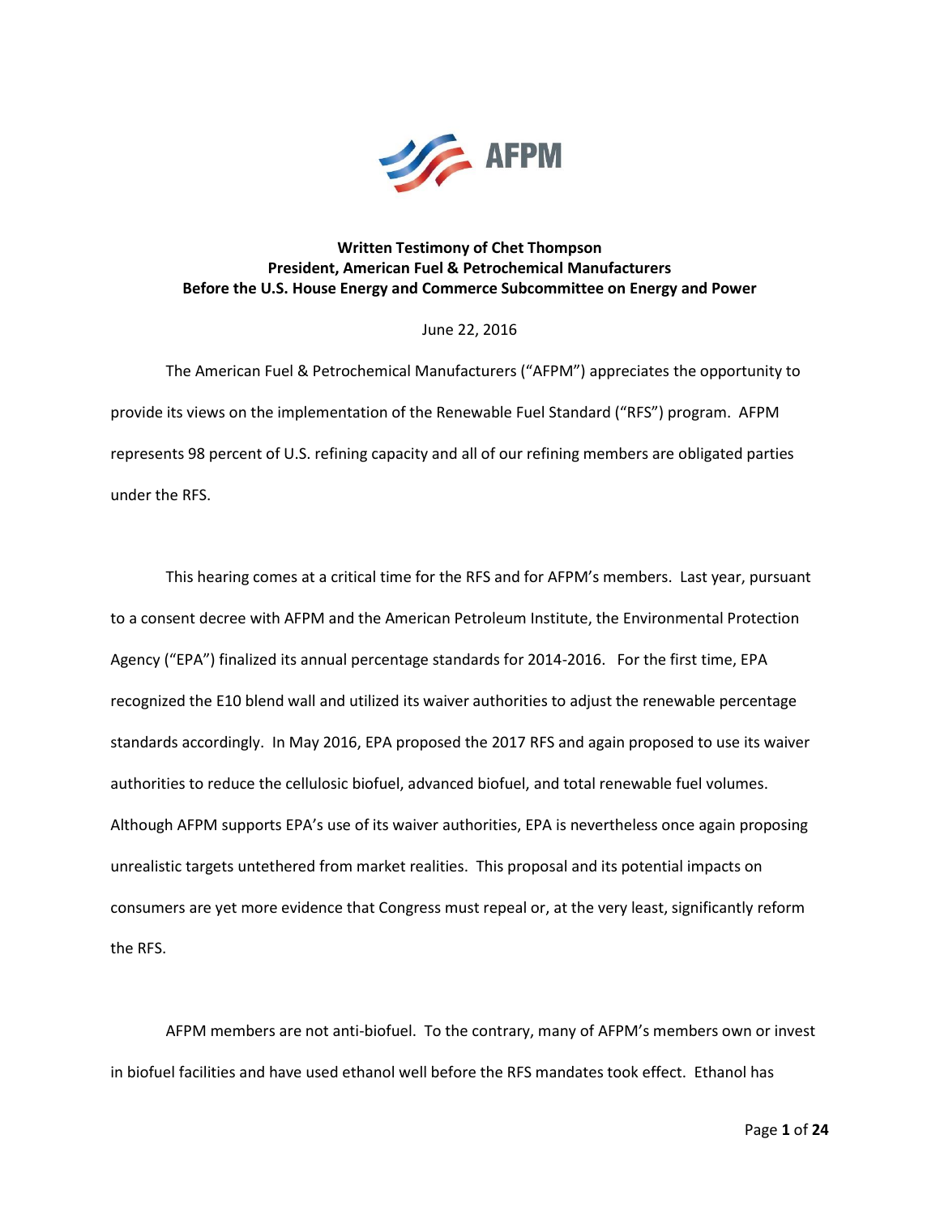AFPM

**Written Testimony of Chet Thompson**
**President, American Fuel & Petrochemical Manufacturers**
**Before the U.S. House Energy and Commerce Subcommittee on Energy and Power**

June 22, 2016

The American Fuel & Petrochemical Manufacturers ("AFPM") appreciates the opportunity to provide its views on the implementation of the Renewable Fuel Standard ("RFS") program. AFPM represents 98 percent of U.S. refining capacity and all of our refining members are obligated parties under the RFS.

This hearing comes at a critical time for the RFS and for AFPM's members. Last year, pursuant to a consent decree with AFPM and the American Petroleum Institute, the Environmental Protection Agency ("EPA") finalized its annual percentage standards for 2014-2016. For the first time, EPA recognized the E10 blend wall and utilized its waiver authorities to adjust the renewable percentage standards accordingly. In May 2016, EPA proposed the 2017 RFS and again proposed to use its waiver authorities to reduce the cellulosic biofuel, advanced biofuel, and total renewable fuel volumes. Although AFPM supports EPA's use of its waiver authorities, EPA is nevertheless once again proposing unrealistic targets untethered from market realities. This proposal and its potential impacts on consumers are yet more evidence that Congress must repeal or, at the very least, significantly reform the RFS.

AFPM members are not anti-biofuel. To the contrary, many of AFPM's members own or invest in biofuel facilities and have used ethanol well before the RFS mandates took effect. Ethanol has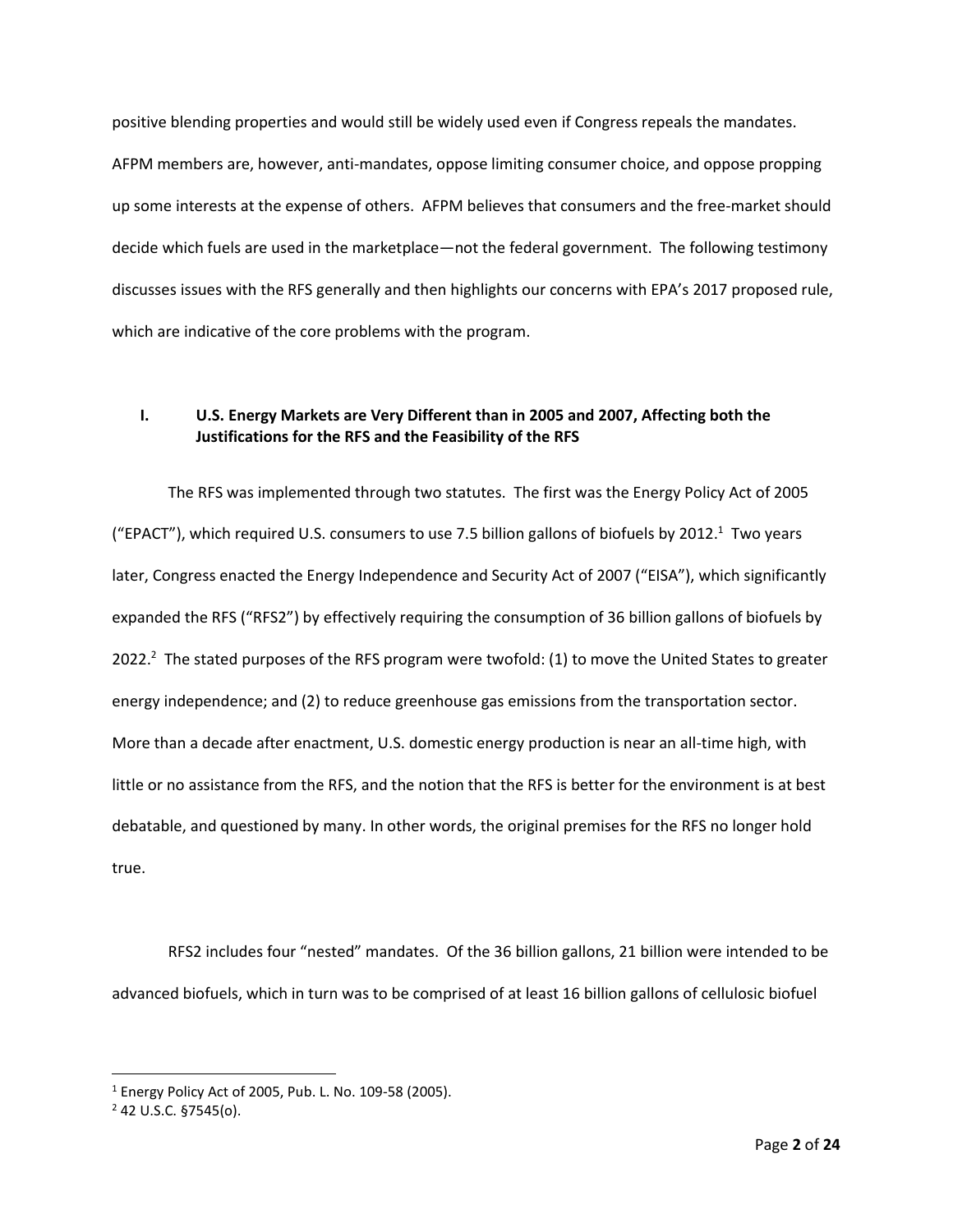positive blending properties and would still be widely used even if Congress repeals the mandates. AFPM members are, however, anti-mandates, oppose limiting consumer choice, and oppose propping up some interests at the expense of others. AFPM believes that consumers and the free-market should decide which fuels are used in the marketplace—not the federal government. The following testimony discusses issues with the RFS generally and then highlights our concerns with EPA's 2017 proposed rule, which are indicative of the core problems with the program.

## I. U.S. Energy Markets are Very Different than in 2005 and 2007, Affecting both the Justifications for the RFS and the Feasibility of the RFS

The RFS was implemented through two statutes. The first was the Energy Policy Act of 2005 ("EPACT"), which required U.S. consumers to use 7.5 billion gallons of biofuels by 2012.[1] Two years later, Congress enacted the Energy Independence and Security Act of 2007 ("EISA"), which significantly expanded the RFS ("RFS2") by effectively requiring the consumption of 36 billion gallons of biofuels by 2022.[2] The stated purposes of the RFS program were twofold: (1) to move the United States to greater energy independence; and (2) to reduce greenhouse gas emissions from the transportation sector. More than a decade after enactment, U.S. domestic energy production is near an all-time high, with little or no assistance from the RFS, and the notion that the RFS is better for the environment is at best debatable, and questioned by many. In other words, the original premises for the RFS no longer hold true.

RFS2 includes four "nested" mandates. Of the 36 billion gallons, 21 billion were intended to be advanced biofuels, which in turn was to be comprised of at least 16 billion gallons of cellulosic biofuel

---

[1] Energy Policy Act of 2005, Pub. L. No. 109-58 (2005).

[2] 42 U.S.C. §7545(o).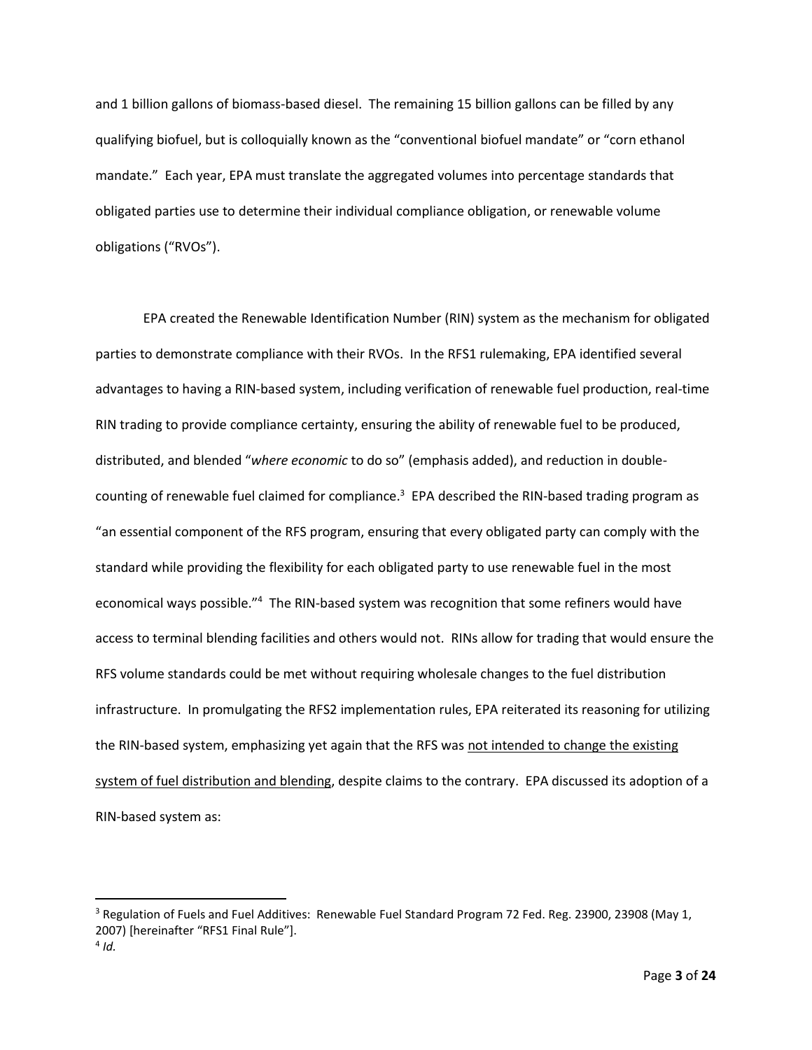and 1 billion gallons of biomass-based diesel. The remaining 15 billion gallons can be filled by any qualifying biofuel, but is colloquially known as the "conventional biofuel mandate" or "corn ethanol mandate." Each year, EPA must translate the aggregated volumes into percentage standards that obligated parties use to determine their individual compliance obligation, or renewable volume obligations ("RVOs").

EPA created the Renewable Identification Number (RIN) system as the mechanism for obligated parties to demonstrate compliance with their RVOs. In the RFS1 rulemaking, EPA identified several advantages to having a RIN-based system, including verification of renewable fuel production, real-time RIN trading to provide compliance certainty, ensuring the ability of renewable fuel to be produced, distributed, and blended "*where economic* to do so" (emphasis added), and reduction in double-counting of renewable fuel claimed for compliance.[3] EPA described the RIN-based trading program as "an essential component of the RFS program, ensuring that every obligated party can comply with the standard while providing the flexibility for each obligated party to use renewable fuel in the most economical ways possible."[4] The RIN-based system was recognition that some refiners would have access to terminal blending facilities and others would not. RINs allow for trading that would ensure the RFS volume standards could be met without requiring wholesale changes to the fuel distribution infrastructure. In promulgating the RFS2 implementation rules, EPA reiterated its reasoning for utilizing the RIN-based system, emphasizing yet again that the RFS was <u>not intended to change the existing system of fuel distribution and blending</u>, despite claims to the contrary. EPA discussed its adoption of a RIN-based system as:

---

[3] Regulation of Fuels and Fuel Additives: Renewable Fuel Standard Program 72 Fed. Reg. 23900, 23908 (May 1, 2007) [hereinafter "RFS1 Final Rule"].

[4] *Id.*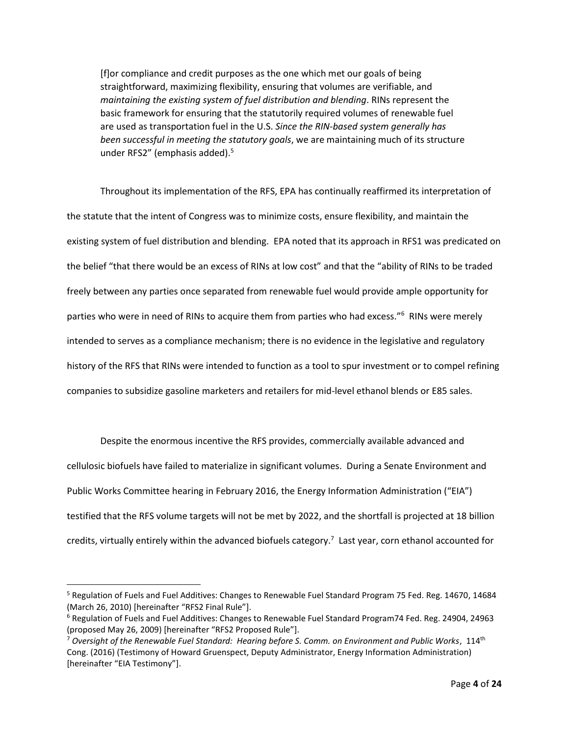> [f]or compliance and credit purposes as the one which met our goals of being straightforward, maximizing flexibility, ensuring that volumes are verifiable, and *maintaining the existing system of fuel distribution and blending*. RINs represent the basic framework for ensuring that the statutorily required volumes of renewable fuel are used as transportation fuel in the U.S. *Since the RIN-based system generally has been successful in meeting the statutory goals*, we are maintaining much of its structure under RFS2" (emphasis added).[5]

Throughout its implementation of the RFS, EPA has continually reaffirmed its interpretation of the statute that the intent of Congress was to minimize costs, ensure flexibility, and maintain the existing system of fuel distribution and blending. EPA noted that its approach in RFS1 was predicated on the belief "that there would be an excess of RINs at low cost" and that the "ability of RINs to be traded freely between any parties once separated from renewable fuel would provide ample opportunity for parties who were in need of RINs to acquire them from parties who had excess."[6] RINs were merely intended to serves as a compliance mechanism; there is no evidence in the legislative and regulatory history of the RFS that RINs were intended to function as a tool to spur investment or to compel refining companies to subsidize gasoline marketers and retailers for mid-level ethanol blends or E85 sales.

Despite the enormous incentive the RFS provides, commercially available advanced and cellulosic biofuels have failed to materialize in significant volumes. During a Senate Environment and Public Works Committee hearing in February 2016, the Energy Information Administration ("EIA") testified that the RFS volume targets will not be met by 2022, and the shortfall is projected at 18 billion credits, virtually entirely within the advanced biofuels category.[7] Last year, corn ethanol accounted for

---

[5] Regulation of Fuels and Fuel Additives: Changes to Renewable Fuel Standard Program 75 Fed. Reg. 14670, 14684 (March 26, 2010) [hereinafter "RFS2 Final Rule"].

[6] Regulation of Fuels and Fuel Additives: Changes to Renewable Fuel Standard Program74 Fed. Reg. 24904, 24963 (proposed May 26, 2009) [hereinafter "RFS2 Proposed Rule"].

[7] *Oversight of the Renewable Fuel Standard: Hearing before S. Comm. on Environment and Public Works*, 114th Cong. (2016) (Testimony of Howard Gruenspect, Deputy Administrator, Energy Information Administration) [hereinafter "EIA Testimony"].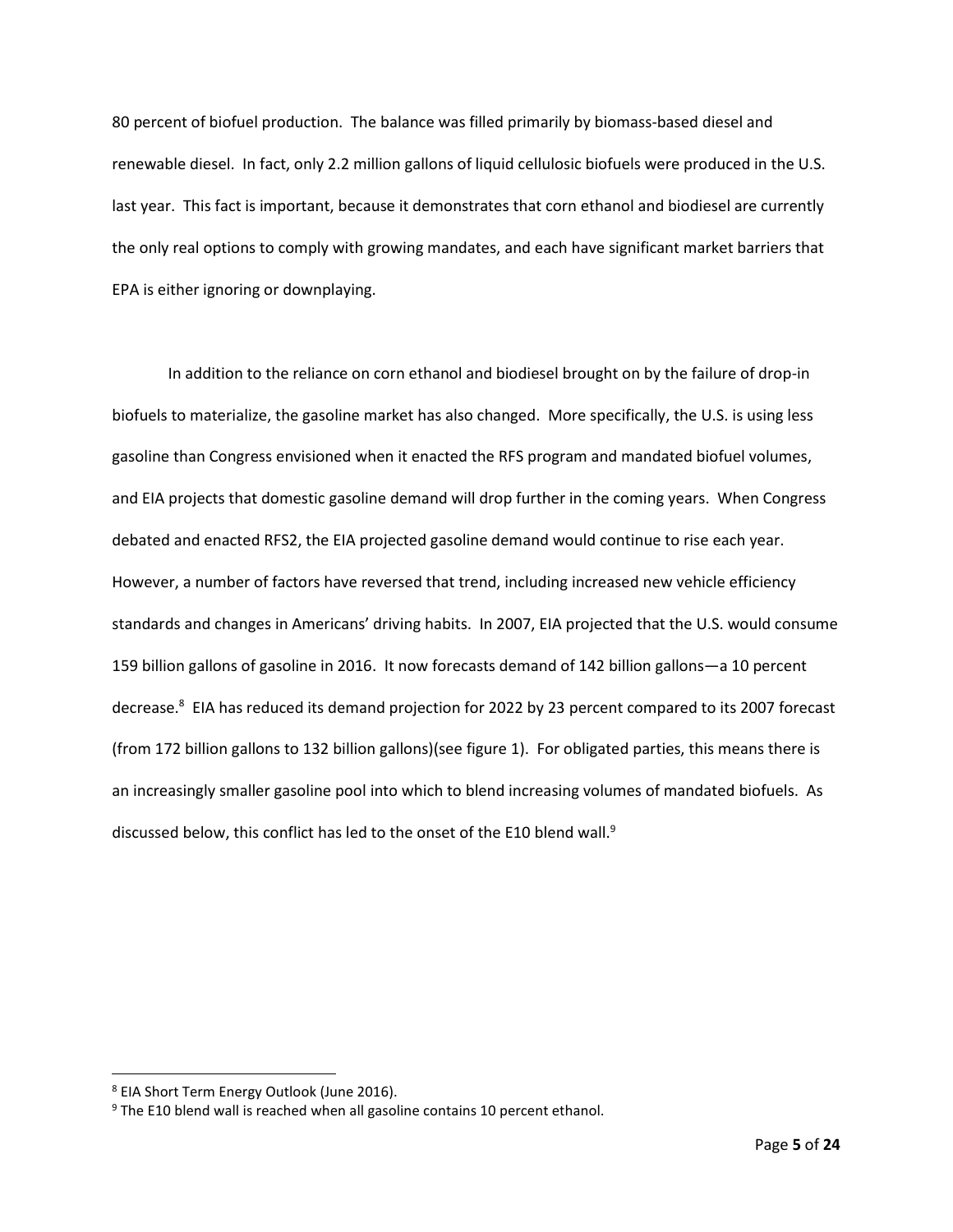80 percent of biofuel production. The balance was filled primarily by biomass-based diesel and renewable diesel. In fact, only 2.2 million gallons of liquid cellulosic biofuels were produced in the U.S. last year. This fact is important, because it demonstrates that corn ethanol and biodiesel are currently the only real options to comply with growing mandates, and each have significant market barriers that EPA is either ignoring or downplaying.

In addition to the reliance on corn ethanol and biodiesel brought on by the failure of drop-in biofuels to materialize, the gasoline market has also changed. More specifically, the U.S. is using less gasoline than Congress envisioned when it enacted the RFS program and mandated biofuel volumes, and EIA projects that domestic gasoline demand will drop further in the coming years. When Congress debated and enacted RFS2, the EIA projected gasoline demand would continue to rise each year. However, a number of factors have reversed that trend, including increased new vehicle efficiency standards and changes in Americans' driving habits. In 2007, EIA projected that the U.S. would consume 159 billion gallons of gasoline in 2016. It now forecasts demand of 142 billion gallons—a 10 percent decrease.[8] EIA has reduced its demand projection for 2022 by 23 percent compared to its 2007 forecast (from 172 billion gallons to 132 billion gallons)(see figure 1). For obligated parties, this means there is an increasingly smaller gasoline pool into which to blend increasing volumes of mandated biofuels. As discussed below, this conflict has led to the onset of the E10 blend wall.[9]

---

[8] EIA Short Term Energy Outlook (June 2016).

[9] The E10 blend wall is reached when all gasoline contains 10 percent ethanol.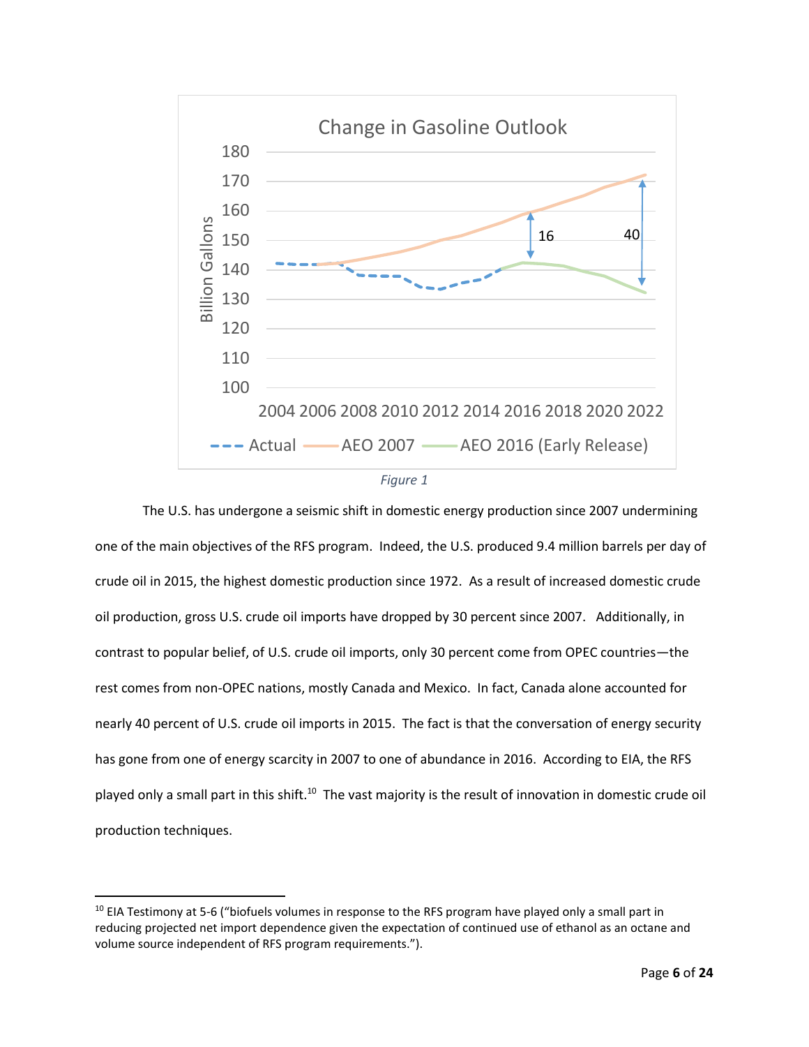Figure 1

The U.S. has undergone a seismic shift in domestic energy production since 2007 undermining one of the main objectives of the RFS program. Indeed, the U.S. produced 9.4 million barrels per day of crude oil in 2015, the highest domestic production since 1972. As a result of increased domestic crude oil production, gross U.S. crude oil imports have dropped by 30 percent since 2007. Additionally, in contrast to popular belief, of U.S. crude oil imports, only 30 percent come from OPEC countries—the rest comes from non-OPEC nations, mostly Canada and Mexico. In fact, Canada alone accounted for nearly 40 percent of U.S. crude oil imports in 2015. The fact is that the conversation of energy security has gone from one of energy scarcity in 2007 to one of abundance in 2016. According to EIA, the RFS played only a small part in this shift.[10] The vast majority is the result of innovation in domestic crude oil production techniques.

---

[10] EIA Testimony at 5-6 ("biofuels volumes in response to the RFS program have played only a small part in reducing projected net import dependence given the expectation of continued use of ethanol as an octane and volume source independent of RFS program requirements.").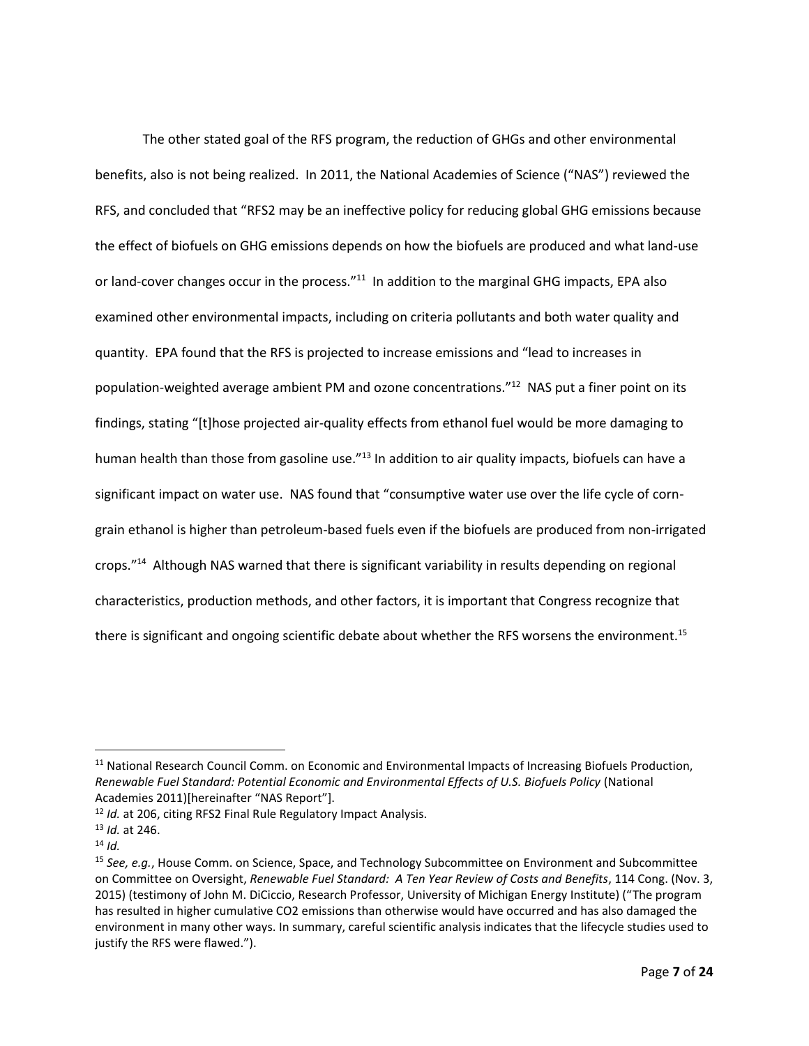The other stated goal of the RFS program, the reduction of GHGs and other environmental benefits, also is not being realized. In 2011, the National Academies of Science ("NAS") reviewed the RFS, and concluded that "RFS2 may be an ineffective policy for reducing global GHG emissions because the effect of biofuels on GHG emissions depends on how the biofuels are produced and what land-use or land-cover changes occur in the process."[11] In addition to the marginal GHG impacts, EPA also examined other environmental impacts, including on criteria pollutants and both water quality and quantity. EPA found that the RFS is projected to increase emissions and "lead to increases in population-weighted average ambient PM and ozone concentrations."[12] NAS put a finer point on its findings, stating "[t]hose projected air-quality effects from ethanol fuel would be more damaging to human health than those from gasoline use."[13] In addition to air quality impacts, biofuels can have a significant impact on water use. NAS found that "consumptive water use over the life cycle of corn-grain ethanol is higher than petroleum-based fuels even if the biofuels are produced from non-irrigated crops."[14] Although NAS warned that there is significant variability in results depending on regional characteristics, production methods, and other factors, it is important that Congress recognize that there is significant and ongoing scientific debate about whether the RFS worsens the environment.[15]

---

[11] National Research Council Comm. on Economic and Environmental Impacts of Increasing Biofuels Production, *Renewable Fuel Standard: Potential Economic and Environmental Effects of U.S. Biofuels Policy* (National Academies 2011)[hereinafter "NAS Report"].

[12] *Id.* at 206, citing RFS2 Final Rule Regulatory Impact Analysis.

[13] *Id.* at 246.

[14] *Id.*

[15] *See, e.g.*, House Comm. on Science, Space, and Technology Subcommittee on Environment and Subcommittee on Committee on Oversight, *Renewable Fuel Standard: A Ten Year Review of Costs and Benefits*, 114 Cong. (Nov. 3, 2015) (testimony of John M. DiCiccio, Research Professor, University of Michigan Energy Institute) ("The program has resulted in higher cumulative CO2 emissions than otherwise would have occurred and has also damaged the environment in many other ways. In summary, careful scientific analysis indicates that the lifecycle studies used to justify the RFS were flawed.").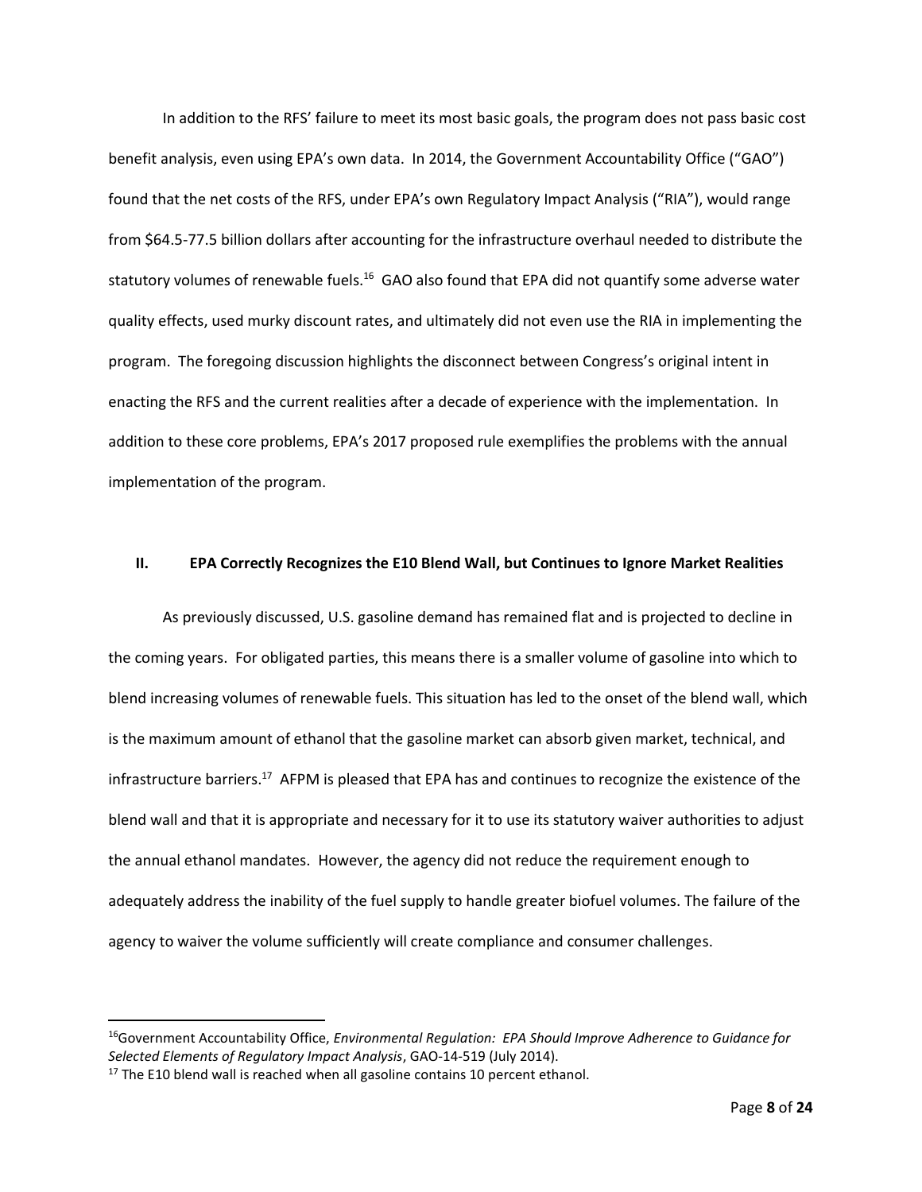In addition to the RFS' failure to meet its most basic goals, the program does not pass basic cost benefit analysis, even using EPA's own data. In 2014, the Government Accountability Office ("GAO") found that the net costs of the RFS, under EPA's own Regulatory Impact Analysis ("RIA"), would range from $64.5-77.5 billion dollars after accounting for the infrastructure overhaul needed to distribute the statutory volumes of renewable fuels.[16] GAO also found that EPA did not quantify some adverse water quality effects, used murky discount rates, and ultimately did not even use the RIA in implementing the program. The foregoing discussion highlights the disconnect between Congress's original intent in enacting the RFS and the current realities after a decade of experience with the implementation. In addition to these core problems, EPA's 2017 proposed rule exemplifies the problems with the annual implementation of the program.

## II. EPA Correctly Recognizes the E10 Blend Wall, but Continues to Ignore Market Realities

As previously discussed, U.S. gasoline demand has remained flat and is projected to decline in the coming years. For obligated parties, this means there is a smaller volume of gasoline into which to blend increasing volumes of renewable fuels. This situation has led to the onset of the blend wall, which is the maximum amount of ethanol that the gasoline market can absorb given market, technical, and infrastructure barriers.[17] AFPM is pleased that EPA has and continues to recognize the existence of the blend wall and that it is appropriate and necessary for it to use its statutory waiver authorities to adjust the annual ethanol mandates. However, the agency did not reduce the requirement enough to adequately address the inability of the fuel supply to handle greater biofuel volumes. The failure of the agency to waiver the volume sufficiently will create compliance and consumer challenges.

---

[16] Government Accountability Office, *Environmental Regulation: EPA Should Improve Adherence to Guidance for Selected Elements of Regulatory Impact Analysis*, GAO-14-519 (July 2014).

[17] The E10 blend wall is reached when all gasoline contains 10 percent ethanol.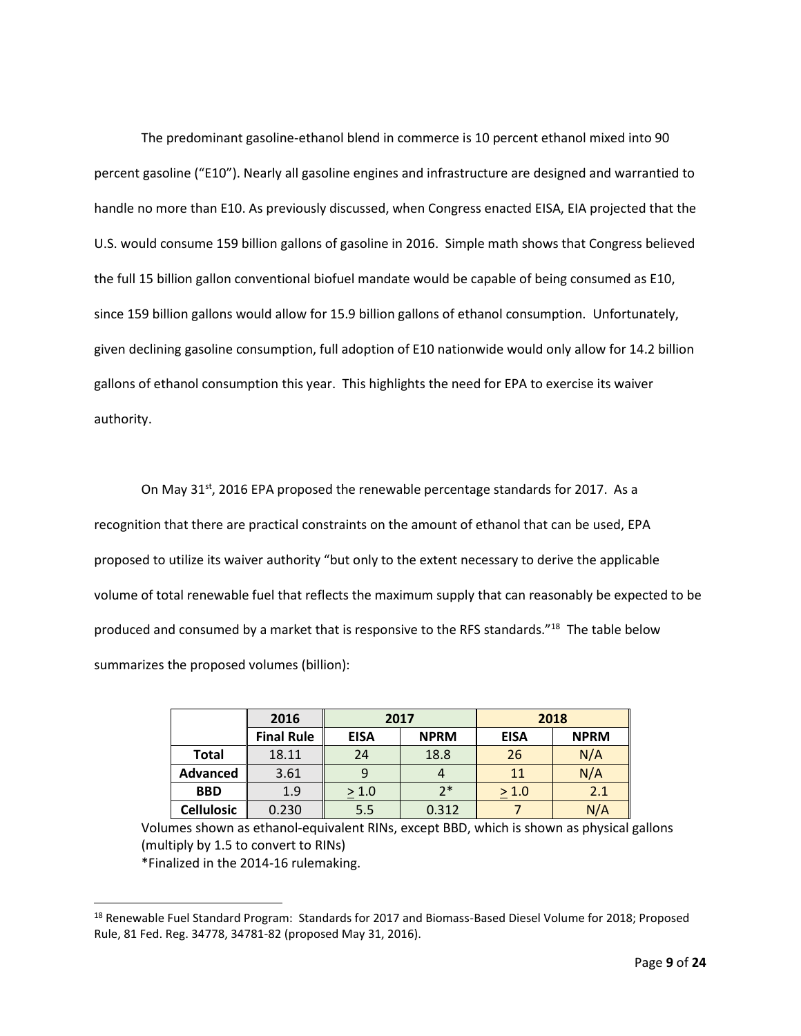The predominant gasoline-ethanol blend in commerce is 10 percent ethanol mixed into 90 percent gasoline ("E10"). Nearly all gasoline engines and infrastructure are designed and warrantied to handle no more than E10. As previously discussed, when Congress enacted EISA, EIA projected that the U.S. would consume 159 billion gallons of gasoline in 2016. Simple math shows that Congress believed the full 15 billion gallon conventional biofuel mandate would be capable of being consumed as E10, since 159 billion gallons would allow for 15.9 billion gallons of ethanol consumption. Unfortunately, given declining gasoline consumption, full adoption of E10 nationwide would only allow for 14.2 billion gallons of ethanol consumption this year. This highlights the need for EPA to exercise its waiver authority.

On May 31st, 2016 EPA proposed the renewable percentage standards for 2017. As a recognition that there are practical constraints on the amount of ethanol that can be used, EPA proposed to utilize its waiver authority "but only to the extent necessary to derive the applicable volume of total renewable fuel that reflects the maximum supply that can reasonably be expected to be produced and consumed by a market that is responsive to the RFS standards."[18] The table below summarizes the proposed volumes (billion):

| | 2016 | 2017 | | 2018 | |
|---|---|---|---|---|---|
| | **Final Rule** | **EISA** | **NPRM** | **EISA** | **NPRM** |
| **Total** | 18.11 | 24 | 18.8 | 26 | N/A |
| **Advanced** | 3.61 | 9 | 4 | 11 | N/A |
| **BBD** | 1.9 | ≥ 1.0 | 2* | ≥ 1.0 | 2.1 |
| **Cellulosic** | 0.230 | 5.5 | 0.312 | 7 | N/A |

Volumes shown as ethanol-equivalent RINs, except BBD, which is shown as physical gallons (multiply by 1.5 to convert to RINs)
*Finalized in the 2014-16 rulemaking.

[18] Renewable Fuel Standard Program: Standards for 2017 and Biomass-Based Diesel Volume for 2018; Proposed Rule, 81 Fed. Reg. 34778, 34781-82 (proposed May 31, 2016).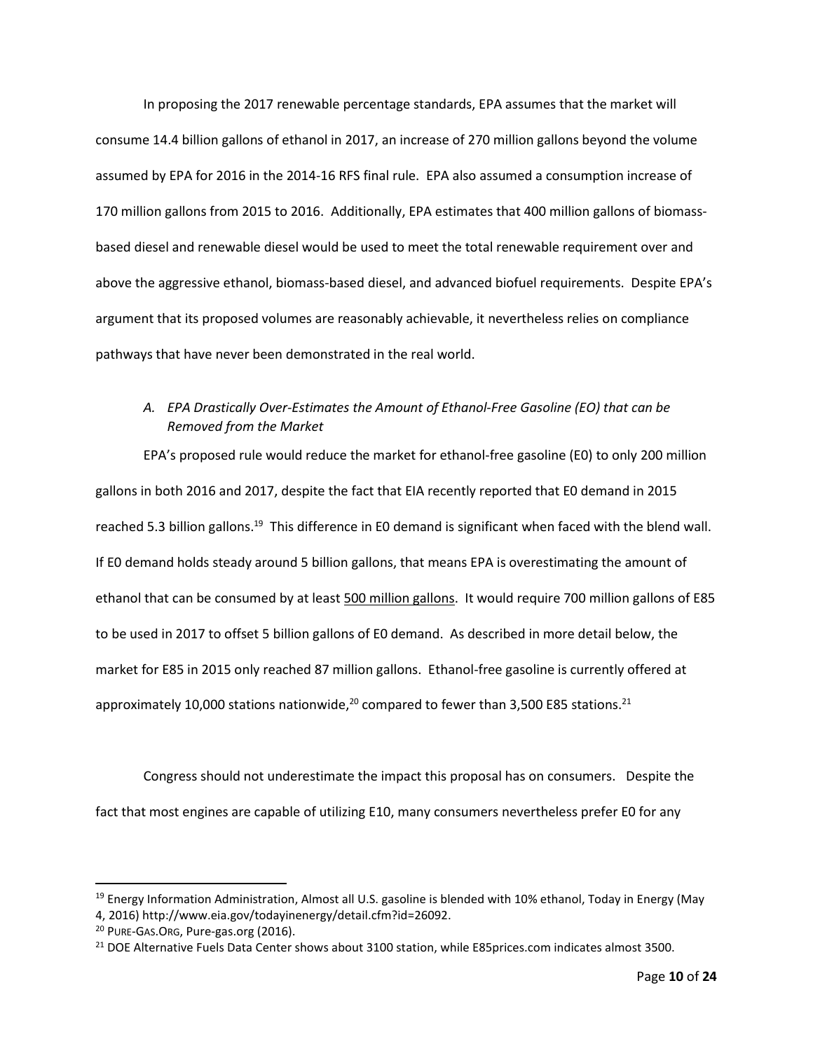In proposing the 2017 renewable percentage standards, EPA assumes that the market will consume 14.4 billion gallons of ethanol in 2017, an increase of 270 million gallons beyond the volume assumed by EPA for 2016 in the 2014-16 RFS final rule. EPA also assumed a consumption increase of 170 million gallons from 2015 to 2016. Additionally, EPA estimates that 400 million gallons of biomass-based diesel and renewable diesel would be used to meet the total renewable requirement over and above the aggressive ethanol, biomass-based diesel, and advanced biofuel requirements. Despite EPA's argument that its proposed volumes are reasonably achievable, it nevertheless relies on compliance pathways that have never been demonstrated in the real world.

*A. EPA Drastically Over-Estimates the Amount of Ethanol-Free Gasoline (EO) that can be Removed from the Market*

EPA's proposed rule would reduce the market for ethanol-free gasoline (E0) to only 200 million gallons in both 2016 and 2017, despite the fact that EIA recently reported that E0 demand in 2015 reached 5.3 billion gallons.[19] This difference in E0 demand is significant when faced with the blend wall. If E0 demand holds steady around 5 billion gallons, that means EPA is overestimating the amount of ethanol that can be consumed by at least <u>500 million gallons</u>. It would require 700 million gallons of E85 to be used in 2017 to offset 5 billion gallons of E0 demand. As described in more detail below, the market for E85 in 2015 only reached 87 million gallons. Ethanol-free gasoline is currently offered at approximately 10,000 stations nationwide,[20] compared to fewer than 3,500 E85 stations.[21]

Congress should not underestimate the impact this proposal has on consumers. Despite the fact that most engines are capable of utilizing E10, many consumers nevertheless prefer E0 for any

---

[19] Energy Information Administration, Almost all U.S. gasoline is blended with 10% ethanol, Today in Energy (May 4, 2016) http://www.eia.gov/todayinenergy/detail.cfm?id=26092.

[20] PURE-GAS.ORG, Pure-gas.org (2016).

[21] DOE Alternative Fuels Data Center shows about 3100 station, while E85prices.com indicates almost 3500.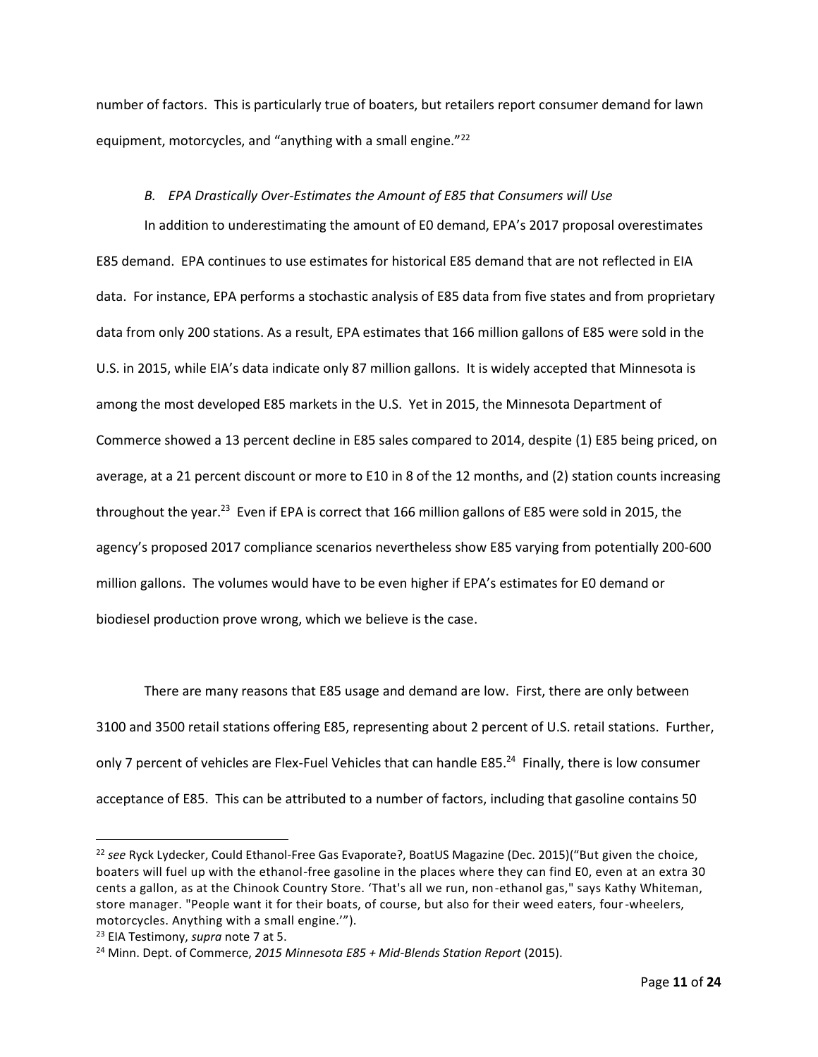number of factors. This is particularly true of boaters, but retailers report consumer demand for lawn equipment, motorcycles, and "anything with a small engine."[22]

### *B. EPA Drastically Over-Estimates the Amount of E85 that Consumers will Use*

In addition to underestimating the amount of E0 demand, EPA's 2017 proposal overestimates E85 demand. EPA continues to use estimates for historical E85 demand that are not reflected in EIA data. For instance, EPA performs a stochastic analysis of E85 data from five states and from proprietary data from only 200 stations. As a result, EPA estimates that 166 million gallons of E85 were sold in the U.S. in 2015, while EIA's data indicate only 87 million gallons. It is widely accepted that Minnesota is among the most developed E85 markets in the U.S. Yet in 2015, the Minnesota Department of Commerce showed a 13 percent decline in E85 sales compared to 2014, despite (1) E85 being priced, on average, at a 21 percent discount or more to E10 in 8 of the 12 months, and (2) station counts increasing throughout the year.[23] Even if EPA is correct that 166 million gallons of E85 were sold in 2015, the agency's proposed 2017 compliance scenarios nevertheless show E85 varying from potentially 200-600 million gallons. The volumes would have to be even higher if EPA's estimates for E0 demand or biodiesel production prove wrong, which we believe is the case.

There are many reasons that E85 usage and demand are low. First, there are only between 3100 and 3500 retail stations offering E85, representing about 2 percent of U.S. retail stations. Further, only 7 percent of vehicles are Flex-Fuel Vehicles that can handle E85.[24] Finally, there is low consumer acceptance of E85. This can be attributed to a number of factors, including that gasoline contains 50

---

[22] *see* Ryck Lydecker, Could Ethanol-Free Gas Evaporate?, BoatUS Magazine (Dec. 2015)("But given the choice, boaters will fuel up with the ethanol-free gasoline in the places where they can find E0, even at an extra 30 cents a gallon, as at the Chinook Country Store. 'That's all we run, non-ethanol gas," says Kathy Whiteman, store manager. "People want it for their boats, of course, but also for their weed eaters, four-wheelers, motorcycles. Anything with a small engine.'").

[23] EIA Testimony, *supra* note 7 at 5.

[24] Minn. Dept. of Commerce, *2015 Minnesota E85 + Mid-Blends Station Report* (2015).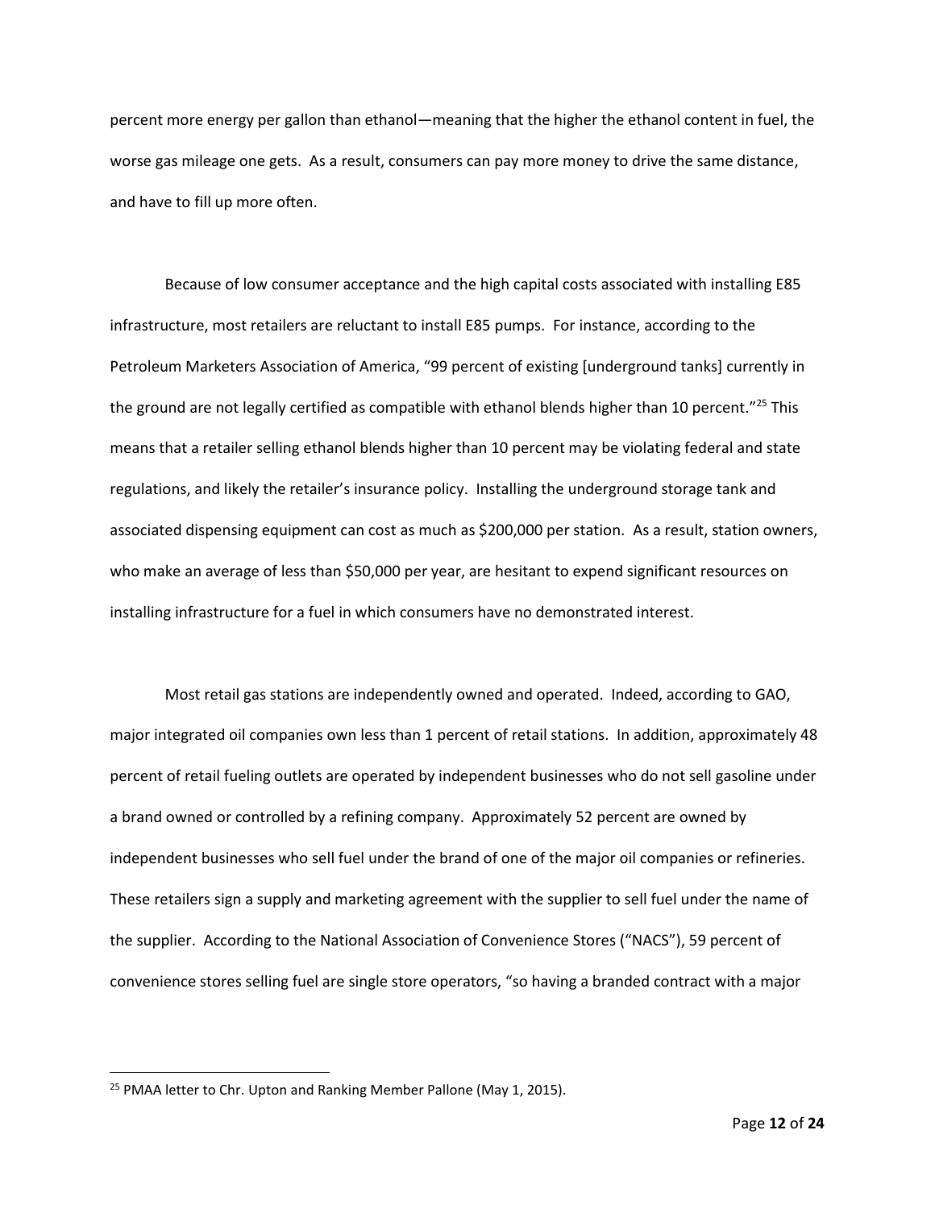percent more energy per gallon than ethanol—meaning that the higher the ethanol content in fuel, the worse gas mileage one gets. As a result, consumers can pay more money to drive the same distance, and have to fill up more often.

Because of low consumer acceptance and the high capital costs associated with installing E85 infrastructure, most retailers are reluctant to install E85 pumps. For instance, according to the Petroleum Marketers Association of America, "99 percent of existing [underground tanks] currently in the ground are not legally certified as compatible with ethanol blends higher than 10 percent."[25] This means that a retailer selling ethanol blends higher than 10 percent may be violating federal and state regulations, and likely the retailer's insurance policy. Installing the underground storage tank and associated dispensing equipment can cost as much as $200,000 per station. As a result, station owners, who make an average of less than $50,000 per year, are hesitant to expend significant resources on installing infrastructure for a fuel in which consumers have no demonstrated interest.

Most retail gas stations are independently owned and operated. Indeed, according to GAO, major integrated oil companies own less than 1 percent of retail stations. In addition, approximately 48 percent of retail fueling outlets are operated by independent businesses who do not sell gasoline under a brand owned or controlled by a refining company. Approximately 52 percent are owned by independent businesses who sell fuel under the brand of one of the major oil companies or refineries. These retailers sign a supply and marketing agreement with the supplier to sell fuel under the name of the supplier. According to the National Association of Convenience Stores ("NACS"), 59 percent of convenience stores selling fuel are single store operators, "so having a branded contract with a major

[25] PMAA letter to Chr. Upton and Ranking Member Pallone (May 1, 2015).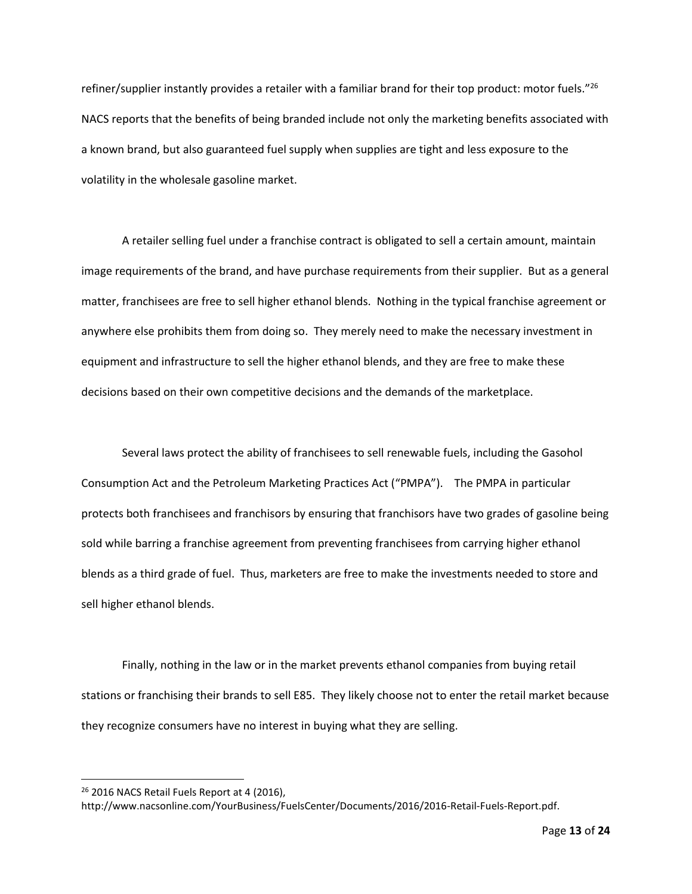refiner/supplier instantly provides a retailer with a familiar brand for their top product: motor fuels."[26] NACS reports that the benefits of being branded include not only the marketing benefits associated with a known brand, but also guaranteed fuel supply when supplies are tight and less exposure to the volatility in the wholesale gasoline market.

A retailer selling fuel under a franchise contract is obligated to sell a certain amount, maintain image requirements of the brand, and have purchase requirements from their supplier. But as a general matter, franchisees are free to sell higher ethanol blends. Nothing in the typical franchise agreement or anywhere else prohibits them from doing so. They merely need to make the necessary investment in equipment and infrastructure to sell the higher ethanol blends, and they are free to make these decisions based on their own competitive decisions and the demands of the marketplace.

Several laws protect the ability of franchisees to sell renewable fuels, including the Gasohol Consumption Act and the Petroleum Marketing Practices Act ("PMPA"). The PMPA in particular protects both franchisees and franchisors by ensuring that franchisors have two grades of gasoline being sold while barring a franchise agreement from preventing franchisees from carrying higher ethanol blends as a third grade of fuel. Thus, marketers are free to make the investments needed to store and sell higher ethanol blends.

Finally, nothing in the law or in the market prevents ethanol companies from buying retail stations or franchising their brands to sell E85. They likely choose not to enter the retail market because they recognize consumers have no interest in buying what they are selling.

---

[26] 2016 NACS Retail Fuels Report at 4 (2016), http://www.nacsonline.com/YourBusiness/FuelsCenter/Documents/2016/2016-Retail-Fuels-Report.pdf.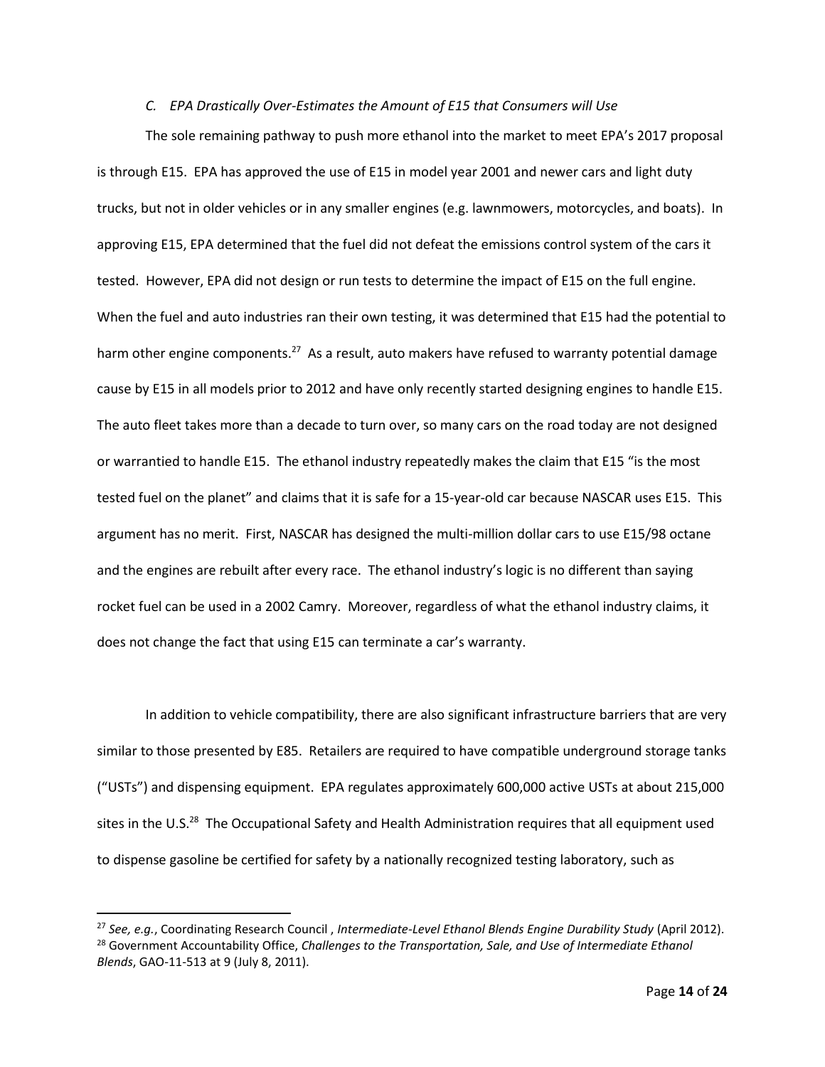### *C. EPA Drastically Over-Estimates the Amount of E15 that Consumers will Use*

The sole remaining pathway to push more ethanol into the market to meet EPA's 2017 proposal is through E15. EPA has approved the use of E15 in model year 2001 and newer cars and light duty trucks, but not in older vehicles or in any smaller engines (e.g. lawnmowers, motorcycles, and boats). In approving E15, EPA determined that the fuel did not defeat the emissions control system of the cars it tested. However, EPA did not design or run tests to determine the impact of E15 on the full engine. When the fuel and auto industries ran their own testing, it was determined that E15 had the potential to harm other engine components.[27] As a result, auto makers have refused to warranty potential damage cause by E15 in all models prior to 2012 and have only recently started designing engines to handle E15. The auto fleet takes more than a decade to turn over, so many cars on the road today are not designed or warrantied to handle E15. The ethanol industry repeatedly makes the claim that E15 "is the most tested fuel on the planet" and claims that it is safe for a 15-year-old car because NASCAR uses E15. This argument has no merit. First, NASCAR has designed the multi-million dollar cars to use E15/98 octane and the engines are rebuilt after every race. The ethanol industry's logic is no different than saying rocket fuel can be used in a 2002 Camry. Moreover, regardless of what the ethanol industry claims, it does not change the fact that using E15 can terminate a car's warranty.

In addition to vehicle compatibility, there are also significant infrastructure barriers that are very similar to those presented by E85. Retailers are required to have compatible underground storage tanks ("USTs") and dispensing equipment. EPA regulates approximately 600,000 active USTs at about 215,000 sites in the U.S.[28] The Occupational Safety and Health Administration requires that all equipment used to dispense gasoline be certified for safety by a nationally recognized testing laboratory, such as

---

[27] *See, e.g.*, Coordinating Research Council , *Intermediate-Level Ethanol Blends Engine Durability Study* (April 2012).

[28] Government Accountability Office, *Challenges to the Transportation, Sale, and Use of Intermediate Ethanol Blends*, GAO-11-513 at 9 (July 8, 2011).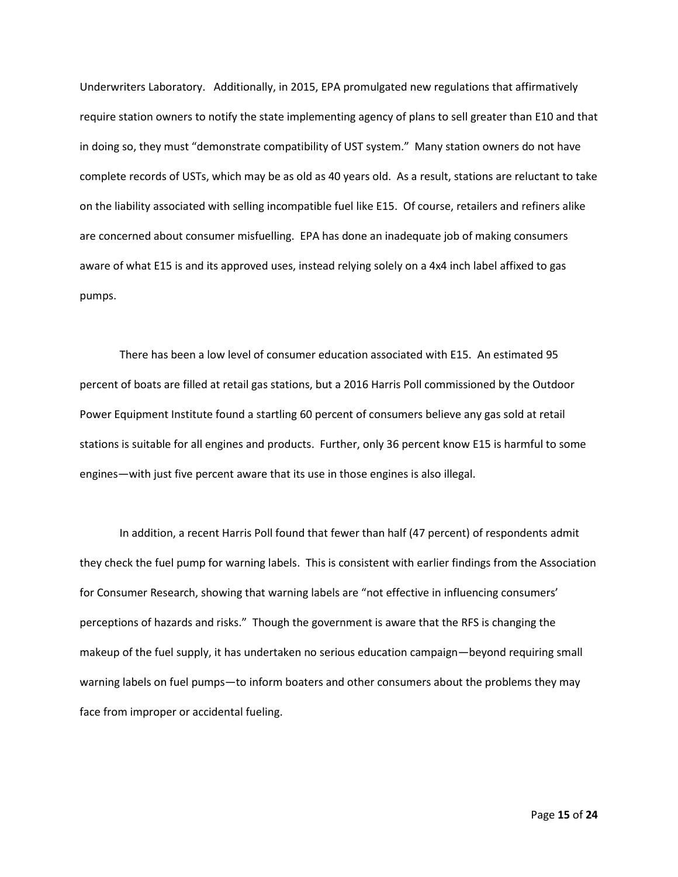Underwriters Laboratory. Additionally, in 2015, EPA promulgated new regulations that affirmatively require station owners to notify the state implementing agency of plans to sell greater than E10 and that in doing so, they must "demonstrate compatibility of UST system." Many station owners do not have complete records of USTs, which may be as old as 40 years old. As a result, stations are reluctant to take on the liability associated with selling incompatible fuel like E15. Of course, retailers and refiners alike are concerned about consumer misfuelling. EPA has done an inadequate job of making consumers aware of what E15 is and its approved uses, instead relying solely on a 4x4 inch label affixed to gas pumps.

There has been a low level of consumer education associated with E15. An estimated 95 percent of boats are filled at retail gas stations, but a 2016 Harris Poll commissioned by the Outdoor Power Equipment Institute found a startling 60 percent of consumers believe any gas sold at retail stations is suitable for all engines and products. Further, only 36 percent know E15 is harmful to some engines—with just five percent aware that its use in those engines is also illegal.

In addition, a recent Harris Poll found that fewer than half (47 percent) of respondents admit they check the fuel pump for warning labels. This is consistent with earlier findings from the Association for Consumer Research, showing that warning labels are "not effective in influencing consumers' perceptions of hazards and risks." Though the government is aware that the RFS is changing the makeup of the fuel supply, it has undertaken no serious education campaign—beyond requiring small warning labels on fuel pumps—to inform boaters and other consumers about the problems they may face from improper or accidental fueling.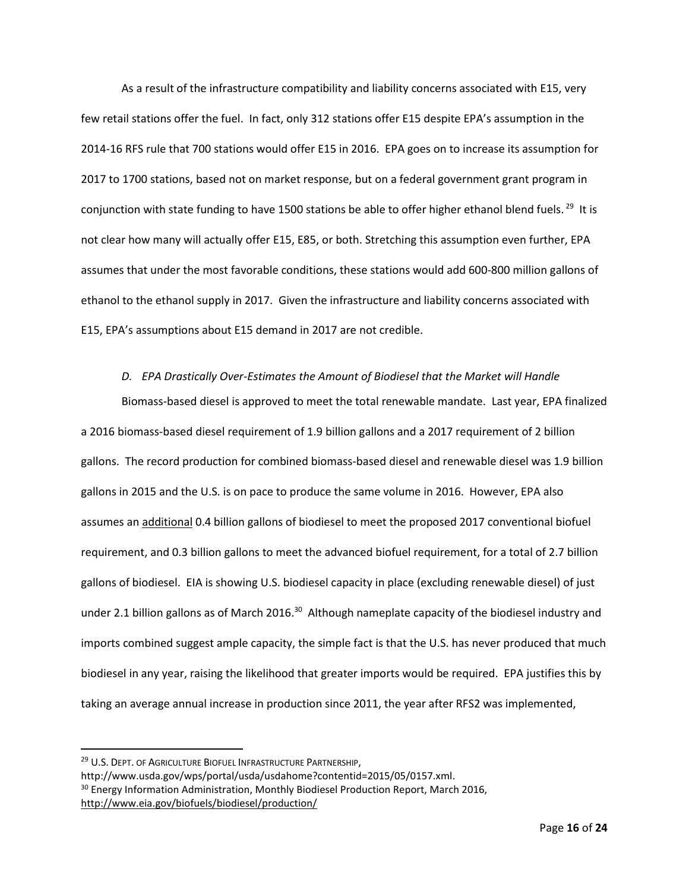As a result of the infrastructure compatibility and liability concerns associated with E15, very few retail stations offer the fuel. In fact, only 312 stations offer E15 despite EPA's assumption in the 2014-16 RFS rule that 700 stations would offer E15 in 2016. EPA goes on to increase its assumption for 2017 to 1700 stations, based not on market response, but on a federal government grant program in conjunction with state funding to have 1500 stations be able to offer higher ethanol blend fuels.[29] It is not clear how many will actually offer E15, E85, or both. Stretching this assumption even further, EPA assumes that under the most favorable conditions, these stations would add 600-800 million gallons of ethanol to the ethanol supply in 2017. Given the infrastructure and liability concerns associated with E15, EPA's assumptions about E15 demand in 2017 are not credible.

### *D. EPA Drastically Over-Estimates the Amount of Biodiesel that the Market will Handle*

Biomass-based diesel is approved to meet the total renewable mandate. Last year, EPA finalized a 2016 biomass-based diesel requirement of 1.9 billion gallons and a 2017 requirement of 2 billion gallons. The record production for combined biomass-based diesel and renewable diesel was 1.9 billion gallons in 2015 and the U.S. is on pace to produce the same volume in 2016. However, EPA also assumes an <u>additional</u> 0.4 billion gallons of biodiesel to meet the proposed 2017 conventional biofuel requirement, and 0.3 billion gallons to meet the advanced biofuel requirement, for a total of 2.7 billion gallons of biodiesel. EIA is showing U.S. biodiesel capacity in place (excluding renewable diesel) of just under 2.1 billion gallons as of March 2016.[30] Although nameplate capacity of the biodiesel industry and imports combined suggest ample capacity, the simple fact is that the U.S. has never produced that much biodiesel in any year, raising the likelihood that greater imports would be required. EPA justifies this by taking an average annual increase in production since 2011, the year after RFS2 was implemented,

---

[29] U.S. Dept. of Agriculture Biofuel Infrastructure Partnership, http://www.usda.gov/wps/portal/usda/usdahome?contentid=2015/05/0157.xml.

[30] Energy Information Administration, Monthly Biodiesel Production Report, March 2016, http://www.eia.gov/biofuels/biodiesel/production/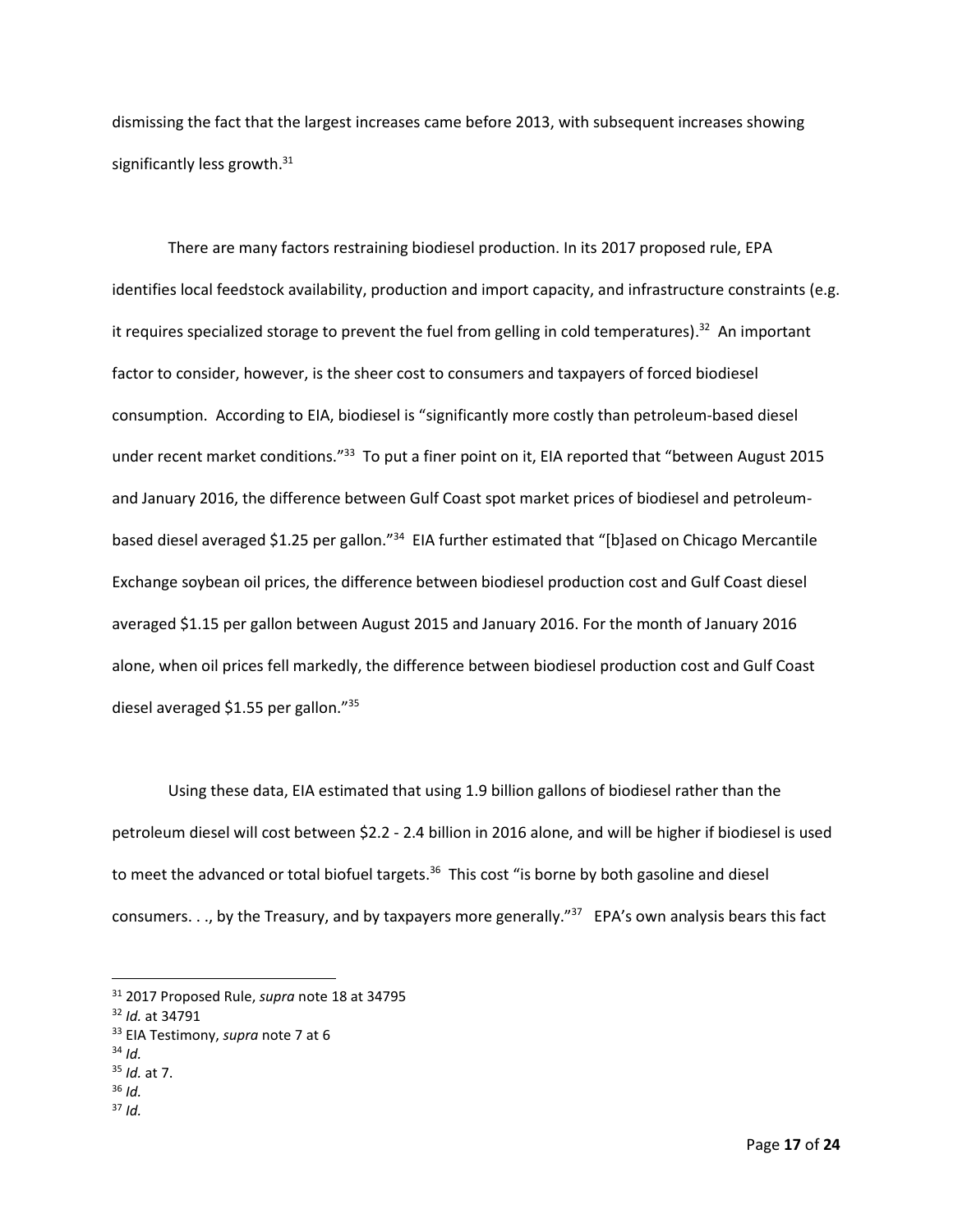dismissing the fact that the largest increases came before 2013, with subsequent increases showing significantly less growth.[31]

There are many factors restraining biodiesel production. In its 2017 proposed rule, EPA identifies local feedstock availability, production and import capacity, and infrastructure constraints (e.g. it requires specialized storage to prevent the fuel from gelling in cold temperatures).[32] An important factor to consider, however, is the sheer cost to consumers and taxpayers of forced biodiesel consumption. According to EIA, biodiesel is "significantly more costly than petroleum-based diesel under recent market conditions."[33] To put a finer point on it, EIA reported that "between August 2015 and January 2016, the difference between Gulf Coast spot market prices of biodiesel and petroleum-based diesel averaged $1.25 per gallon."[34] EIA further estimated that "[b]ased on Chicago Mercantile Exchange soybean oil prices, the difference between biodiesel production cost and Gulf Coast diesel averaged $1.15 per gallon between August 2015 and January 2016. For the month of January 2016 alone, when oil prices fell markedly, the difference between biodiesel production cost and Gulf Coast diesel averaged $1.55 per gallon."[35]

Using these data, EIA estimated that using 1.9 billion gallons of biodiesel rather than the petroleum diesel will cost between $2.2 - 2.4 billion in 2016 alone, and will be higher if biodiesel is used to meet the advanced or total biofuel targets.[36] This cost "is borne by both gasoline and diesel consumers. . ., by the Treasury, and by taxpayers more generally."[37] EPA's own analysis bears this fact

---

[31] 2017 Proposed Rule, *supra* note 18 at 34795

[32] *Id.* at 34791

[33] EIA Testimony, *supra* note 7 at 6

[34] *Id.*

[35] *Id.* at 7.

[36] *Id.*

[37] *Id.*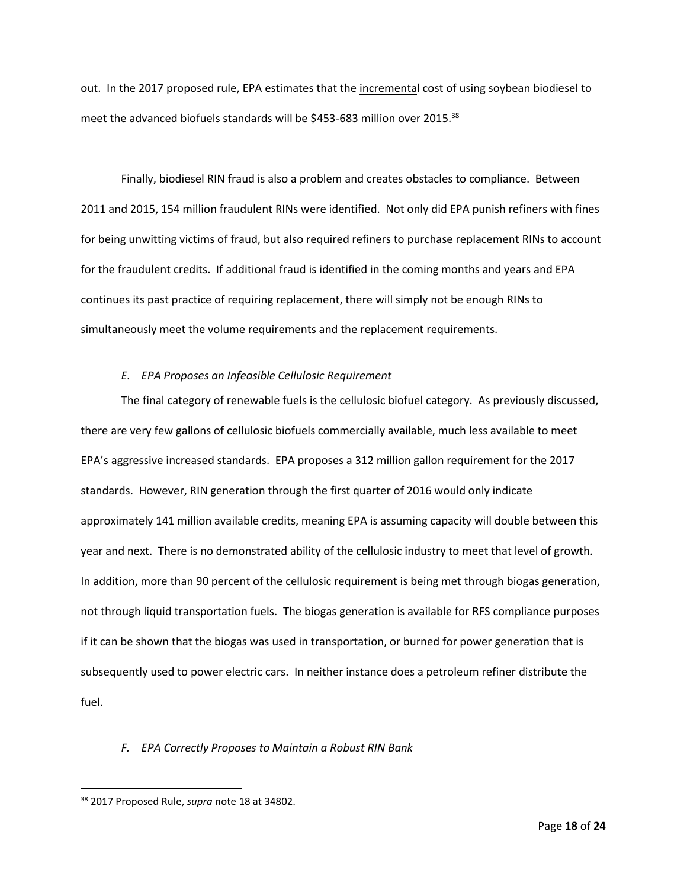out. In the 2017 proposed rule, EPA estimates that the incremental cost of using soybean biodiesel to meet the advanced biofuels standards will be $453-683 million over 2015.[38]

Finally, biodiesel RIN fraud is also a problem and creates obstacles to compliance. Between 2011 and 2015, 154 million fraudulent RINs were identified. Not only did EPA punish refiners with fines for being unwitting victims of fraud, but also required refiners to purchase replacement RINs to account for the fraudulent credits. If additional fraud is identified in the coming months and years and EPA continues its past practice of requiring replacement, there will simply not be enough RINs to simultaneously meet the volume requirements and the replacement requirements.

### *E. EPA Proposes an Infeasible Cellulosic Requirement*

The final category of renewable fuels is the cellulosic biofuel category. As previously discussed, there are very few gallons of cellulosic biofuels commercially available, much less available to meet EPA's aggressive increased standards. EPA proposes a 312 million gallon requirement for the 2017 standards. However, RIN generation through the first quarter of 2016 would only indicate approximately 141 million available credits, meaning EPA is assuming capacity will double between this year and next. There is no demonstrated ability of the cellulosic industry to meet that level of growth. In addition, more than 90 percent of the cellulosic requirement is being met through biogas generation, not through liquid transportation fuels. The biogas generation is available for RFS compliance purposes if it can be shown that the biogas was used in transportation, or burned for power generation that is subsequently used to power electric cars. In neither instance does a petroleum refiner distribute the fuel.

### *F. EPA Correctly Proposes to Maintain a Robust RIN Bank*

[38] 2017 Proposed Rule, *supra* note 18 at 34802.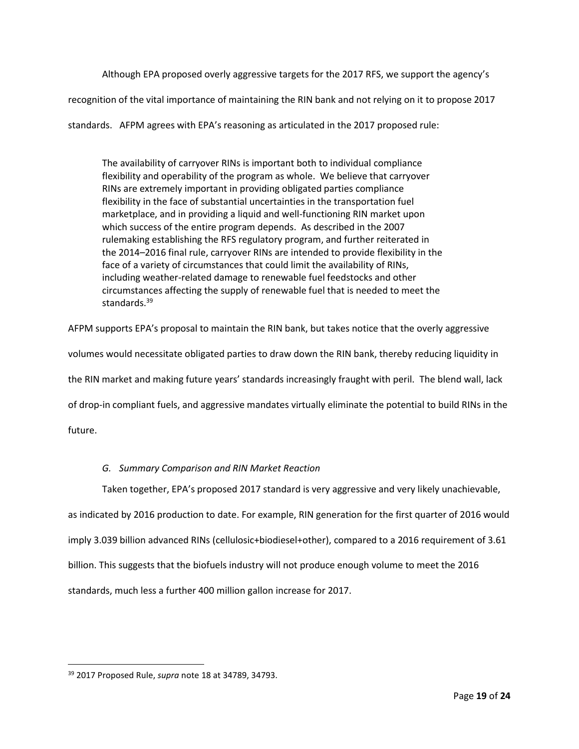Although EPA proposed overly aggressive targets for the 2017 RFS, we support the agency's recognition of the vital importance of maintaining the RIN bank and not relying on it to propose 2017 standards. AFPM agrees with EPA's reasoning as articulated in the 2017 proposed rule:

> The availability of carryover RINs is important both to individual compliance flexibility and operability of the program as whole. We believe that carryover RINs are extremely important in providing obligated parties compliance flexibility in the face of substantial uncertainties in the transportation fuel marketplace, and in providing a liquid and well-functioning RIN market upon which success of the entire program depends. As described in the 2007 rulemaking establishing the RFS regulatory program, and further reiterated in the 2014–2016 final rule, carryover RINs are intended to provide flexibility in the face of a variety of circumstances that could limit the availability of RINs, including weather-related damage to renewable fuel feedstocks and other circumstances affecting the supply of renewable fuel that is needed to meet the standards.[39]

AFPM supports EPA's proposal to maintain the RIN bank, but takes notice that the overly aggressive volumes would necessitate obligated parties to draw down the RIN bank, thereby reducing liquidity in the RIN market and making future years' standards increasingly fraught with peril. The blend wall, lack of drop-in compliant fuels, and aggressive mandates virtually eliminate the potential to build RINs in the future.

### *G. Summary Comparison and RIN Market Reaction*

Taken together, EPA's proposed 2017 standard is very aggressive and very likely unachievable, as indicated by 2016 production to date. For example, RIN generation for the first quarter of 2016 would imply 3.039 billion advanced RINs (cellulosic+biodiesel+other), compared to a 2016 requirement of 3.61 billion. This suggests that the biofuels industry will not produce enough volume to meet the 2016 standards, much less a further 400 million gallon increase for 2017.

---

[39] 2017 Proposed Rule, *supra* note 18 at 34789, 34793.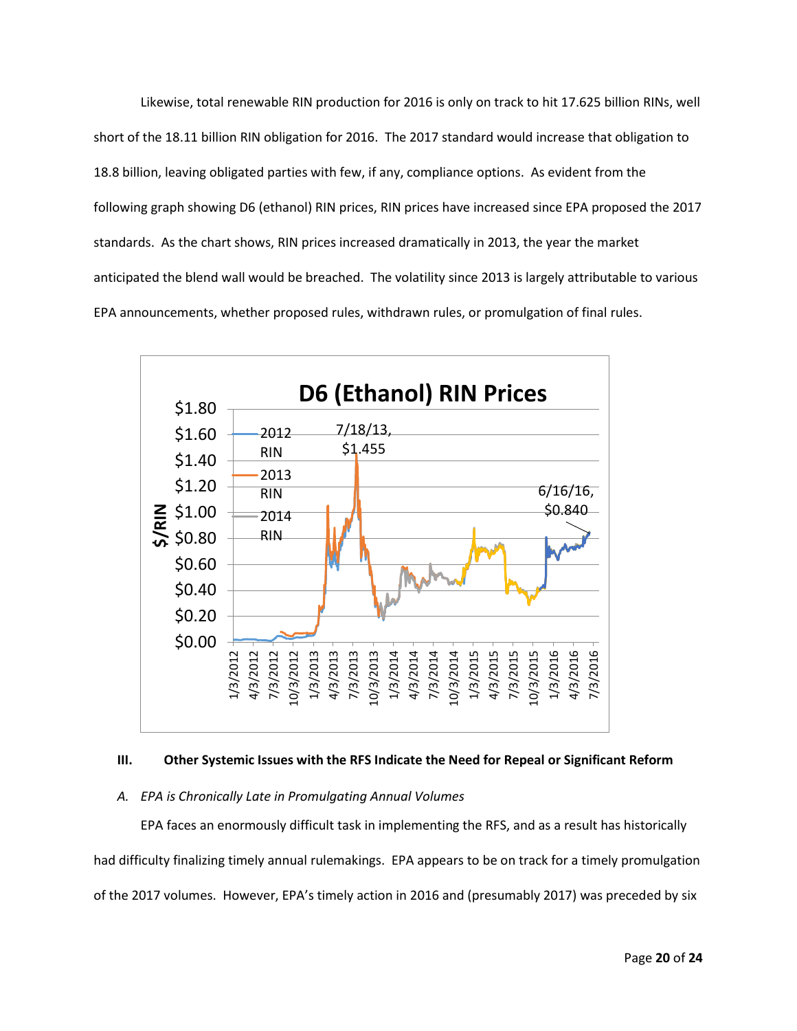Likewise, total renewable RIN production for 2016 is only on track to hit 17.625 billion RINs, well short of the 18.11 billion RIN obligation for 2016. The 2017 standard would increase that obligation to 18.8 billion, leaving obligated parties with few, if any, compliance options. As evident from the following graph showing D6 (ethanol) RIN prices, RIN prices have increased since EPA proposed the 2017 standards. As the chart shows, RIN prices increased dramatically in 2013, the year the market anticipated the blend wall would be breached. The volatility since 2013 is largely attributable to various EPA announcements, whether proposed rules, withdrawn rules, or promulgation of final rules.

### III. Other Systemic Issues with the RFS Indicate the Need for Repeal or Significant Reform

*A. EPA is Chronically Late in Promulgating Annual Volumes*

EPA faces an enormously difficult task in implementing the RFS, and as a result has historically had difficulty finalizing timely annual rulemakings. EPA appears to be on track for a timely promulgation of the 2017 volumes. However, EPA's timely action in 2016 and (presumably 2017) was preceded by six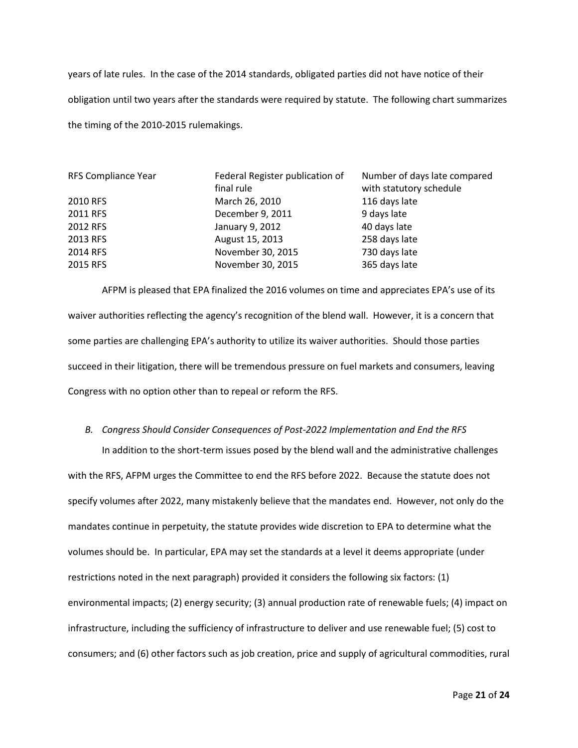years of late rules. In the case of the 2014 standards, obligated parties did not have notice of their obligation until two years after the standards were required by statute. The following chart summarizes the timing of the 2010-2015 rulemakings.

| RFS Compliance Year | Federal Register publication of final rule | Number of days late compared with statutory schedule |
|---|---|---|
| 2010 RFS | March 26, 2010 | 116 days late |
| 2011 RFS | December 9, 2011 | 9 days late |
| 2012 RFS | January 9, 2012 | 40 days late |
| 2013 RFS | August 15, 2013 | 258 days late |
| 2014 RFS | November 30, 2015 | 730 days late |
| 2015 RFS | November 30, 2015 | 365 days late |

AFPM is pleased that EPA finalized the 2016 volumes on time and appreciates EPA's use of its waiver authorities reflecting the agency's recognition of the blend wall. However, it is a concern that some parties are challenging EPA's authority to utilize its waiver authorities. Should those parties succeed in their litigation, there will be tremendous pressure on fuel markets and consumers, leaving Congress with no option other than to repeal or reform the RFS.

*B. Congress Should Consider Consequences of Post-2022 Implementation and End the RFS*

In addition to the short-term issues posed by the blend wall and the administrative challenges with the RFS, AFPM urges the Committee to end the RFS before 2022. Because the statute does not specify volumes after 2022, many mistakenly believe that the mandates end. However, not only do the mandates continue in perpetuity, the statute provides wide discretion to EPA to determine what the volumes should be. In particular, EPA may set the standards at a level it deems appropriate (under restrictions noted in the next paragraph) provided it considers the following six factors: (1) environmental impacts; (2) energy security; (3) annual production rate of renewable fuels; (4) impact on infrastructure, including the sufficiency of infrastructure to deliver and use renewable fuel; (5) cost to consumers; and (6) other factors such as job creation, price and supply of agricultural commodities, rural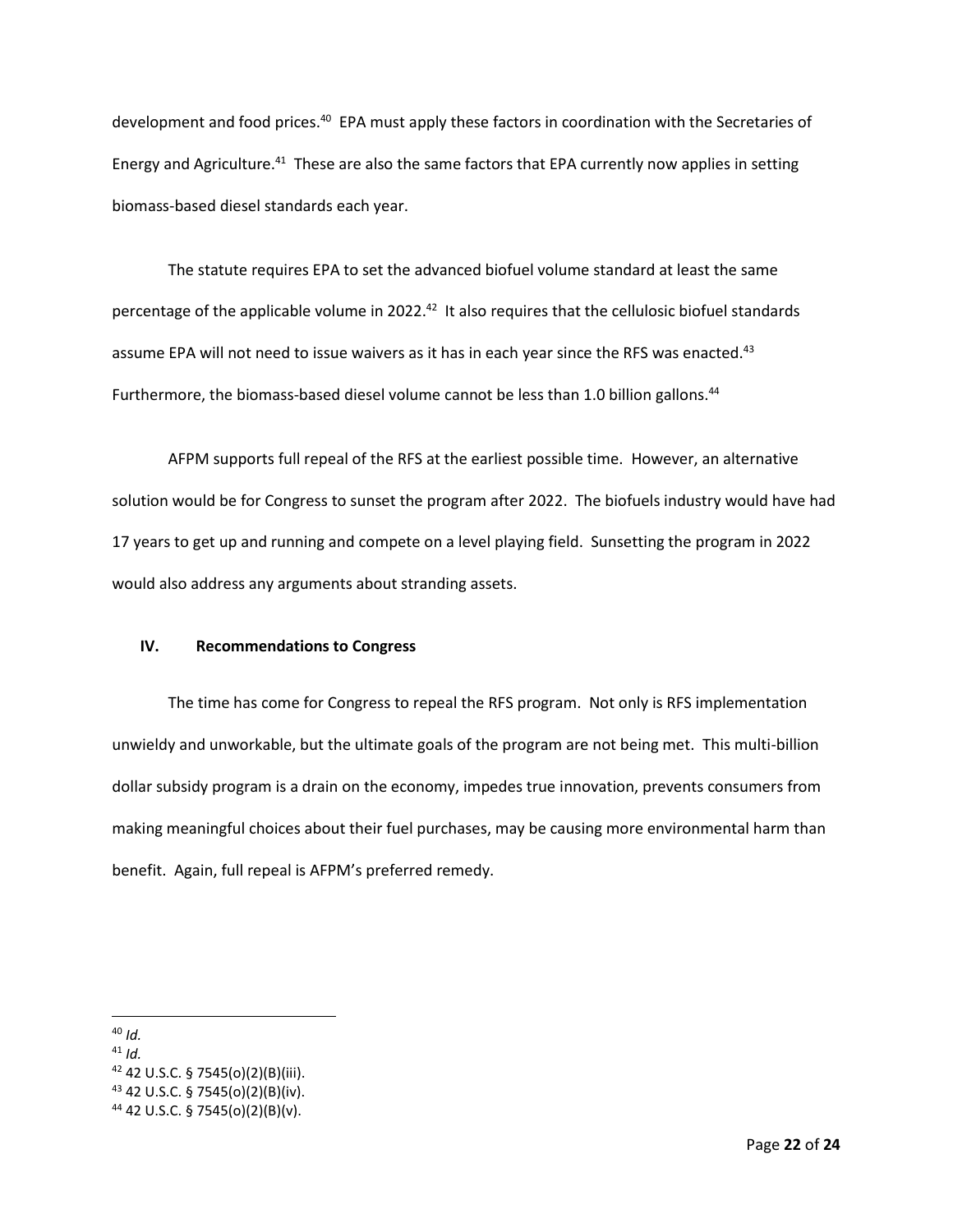development and food prices.[40] EPA must apply these factors in coordination with the Secretaries of Energy and Agriculture.[41] These are also the same factors that EPA currently now applies in setting biomass-based diesel standards each year.

The statute requires EPA to set the advanced biofuel volume standard at least the same percentage of the applicable volume in 2022.[42] It also requires that the cellulosic biofuel standards assume EPA will not need to issue waivers as it has in each year since the RFS was enacted.[43] Furthermore, the biomass-based diesel volume cannot be less than 1.0 billion gallons.[44]

AFPM supports full repeal of the RFS at the earliest possible time. However, an alternative solution would be for Congress to sunset the program after 2022. The biofuels industry would have had 17 years to get up and running and compete on a level playing field. Sunsetting the program in 2022 would also address any arguments about stranding assets.

## IV. Recommendations to Congress

The time has come for Congress to repeal the RFS program. Not only is RFS implementation unwieldy and unworkable, but the ultimate goals of the program are not being met. This multi-billion dollar subsidy program is a drain on the economy, impedes true innovation, prevents consumers from making meaningful choices about their fuel purchases, may be causing more environmental harm than benefit. Again, full repeal is AFPM's preferred remedy.

---

[40] *Id.*
[41] *Id.*
[42] 42 U.S.C. § 7545(o)(2)(B)(iii).
[43] 42 U.S.C. § 7545(o)(2)(B)(iv).
[44] 42 U.S.C. § 7545(o)(2)(B)(v).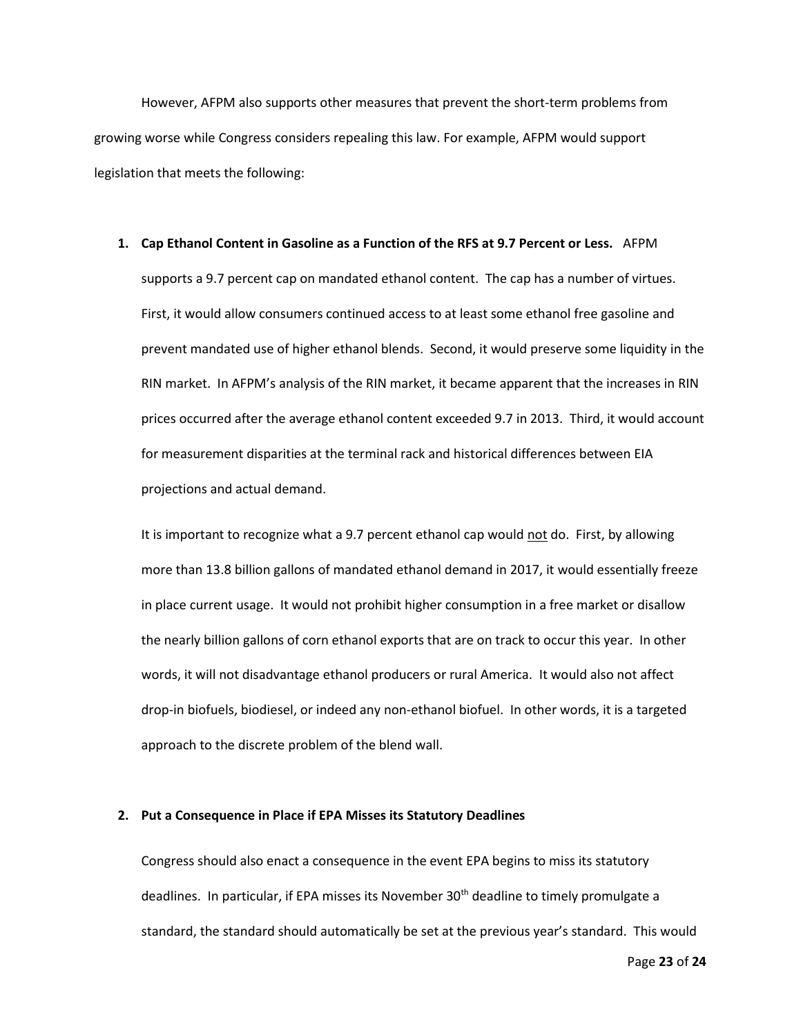However, AFPM also supports other measures that prevent the short-term problems from growing worse while Congress considers repealing this law. For example, AFPM would support legislation that meets the following:

1. **Cap Ethanol Content in Gasoline as a Function of the RFS at 9.7 Percent or Less.** AFPM supports a 9.7 percent cap on mandated ethanol content. The cap has a number of virtues. First, it would allow consumers continued access to at least some ethanol free gasoline and prevent mandated use of higher ethanol blends. Second, it would preserve some liquidity in the RIN market. In AFPM's analysis of the RIN market, it became apparent that the increases in RIN prices occurred after the average ethanol content exceeded 9.7 in 2013. Third, it would account for measurement disparities at the terminal rack and historical differences between EIA projections and actual demand.

   It is important to recognize what a 9.7 percent ethanol cap would <u>not</u> do. First, by allowing more than 13.8 billion gallons of mandated ethanol demand in 2017, it would essentially freeze in place current usage. It would not prohibit higher consumption in a free market or disallow the nearly billion gallons of corn ethanol exports that are on track to occur this year. In other words, it will not disadvantage ethanol producers or rural America. It would also not affect drop-in biofuels, biodiesel, or indeed any non-ethanol biofuel. In other words, it is a targeted approach to the discrete problem of the blend wall.

2. **Put a Consequence in Place if EPA Misses its Statutory Deadlines**

   Congress should also enact a consequence in the event EPA begins to miss its statutory deadlines. In particular, if EPA misses its November 30th deadline to timely promulgate a standard, the standard should automatically be set at the previous year's standard. This would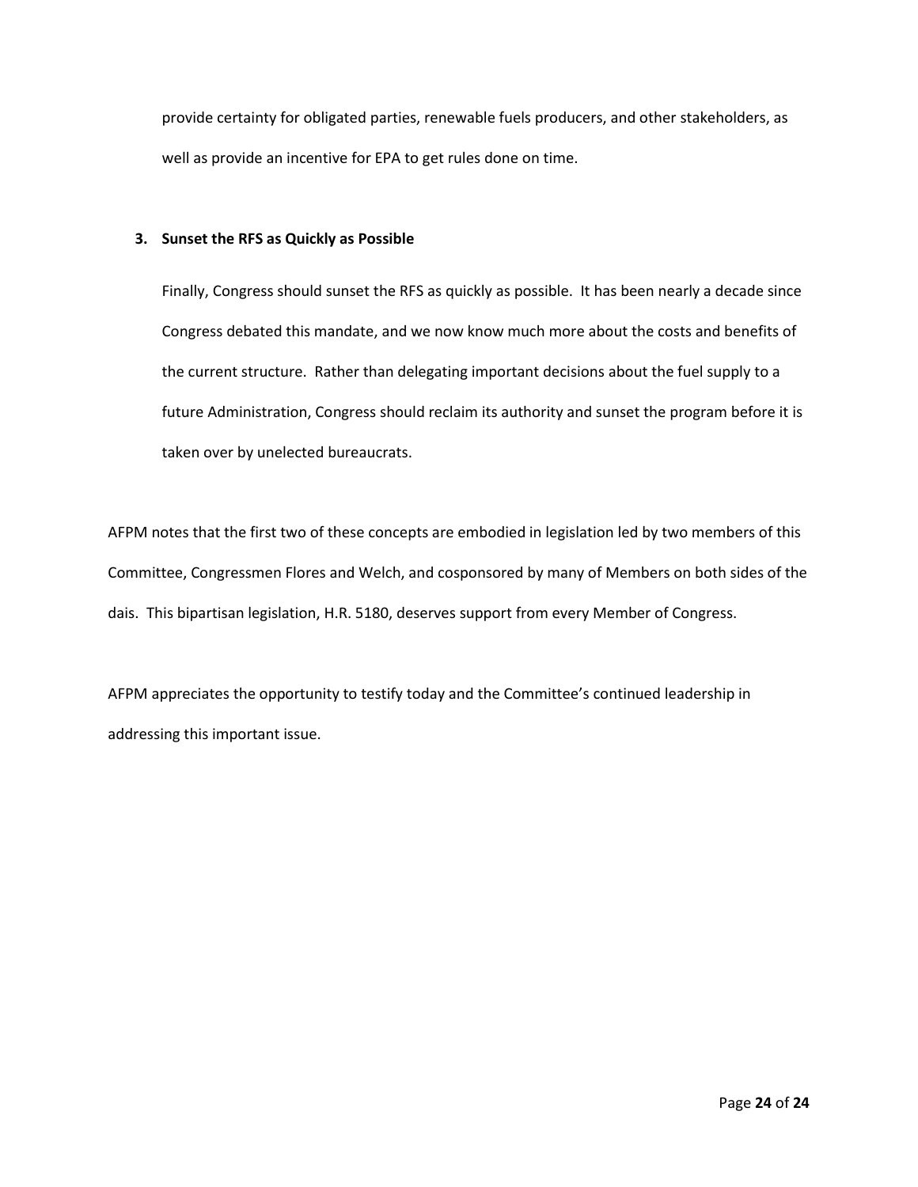provide certainty for obligated parties, renewable fuels producers, and other stakeholders, as well as provide an incentive for EPA to get rules done on time.

**3. Sunset the RFS as Quickly as Possible**

Finally, Congress should sunset the RFS as quickly as possible. It has been nearly a decade since Congress debated this mandate, and we now know much more about the costs and benefits of the current structure. Rather than delegating important decisions about the fuel supply to a future Administration, Congress should reclaim its authority and sunset the program before it is taken over by unelected bureaucrats.

AFPM notes that the first two of these concepts are embodied in legislation led by two members of this Committee, Congressmen Flores and Welch, and cosponsored by many of Members on both sides of the dais. This bipartisan legislation, H.R. 5180, deserves support from every Member of Congress.

AFPM appreciates the opportunity to testify today and the Committee's continued leadership in addressing this important issue.